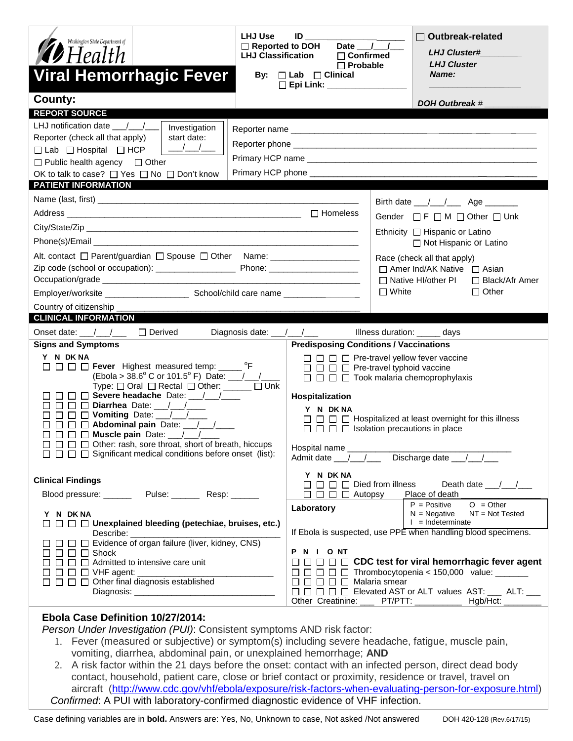Washington State Department of Health

# Viral Hemorrhagic Fever

**County:**

**LHJ Use** ID __________________
☐ **Reported to DOH** **Date** ___/___/___
**LHJ Classification** ☐ **Confirmed**
☐ **Probable**
**By:** ☐ **Lab** ☐ **Clinical**
☐ **Epi Link:** __________________

☐ **Outbreak-related**
***LHJ Cluster#*** ________
***LHJ Cluster Name:*** __________________
***DOH Outbreak #*** ____________

## REPORT SOURCE

LHJ notification date ___/___/___
Investigation start date: ___/___/___
Reporter (check all that apply)
☐ Lab ☐ Hospital ☐ HCP
☐ Public health agency ☐ Other
OK to talk to case? ☐ Yes ☐ No ☐ Don't know

Reporter name ______________________________
Reporter phone ______________________________
Primary HCP name ______________________________
Primary HCP phone ______________________________

## PATIENT INFORMATION

Name (last, first) ______________________________
Address ______________________________ ☐ Homeless
City/State/Zip ______________________________
Phone(s)/Email ______________________________
Alt. contact ☐ Parent/guardian ☐ Spouse ☐ Other Name: __________________
Zip code (school or occupation): ________________ Phone: __________________
Occupation/grade ______________________________
Employer/worksite ________________ School/child care name ________________
Country of citizenship ______________________________

Birth date ___/___/___ Age _______
Gender ☐ F ☐ M ☐ Other ☐ Unk
Ethnicity ☐ Hispanic or Latino
☐ Not Hispanic or Latino
Race (check all that apply)
☐ Amer Ind/AK Native ☐ Asian
☐ Native HI/other PI ☐ Black/Afr Amer
☐ White ☐ Other

## CLINICAL INFORMATION

Onset date: ___/___/___ ☐ Derived Diagnosis date: ___/___/___ Illness duration: _____ days

### Signs and Symptoms

Y N DK NA
☐ ☐ ☐ ☐ **Fever** Highest measured temp: _____ °F
(Ebola > 38.6° C or 101.5° F) Date: ___/___/___
Type: ☐ Oral ☐ Rectal ☐ Other: ______ ☐ Unk
☐ ☐ ☐ ☐ **Severe headache** Date: ___/___/___
☐ ☐ ☐ ☐ **Diarrhea** Date: ___/___/___
☐ ☐ ☐ ☐ **Vomiting** Date: ___/___/___
☐ ☐ ☐ ☐ **Abdominal pain** Date: ___/___/___
☐ ☐ ☐ ☐ **Muscle pain** Date: ___/___/___
☐ ☐ ☐ ☐ Other: rash, sore throat, short of breath, hiccups
☐ ☐ ☐ ☐ Significant medical conditions before onset (list):

### Clinical Findings

Blood pressure: ______ Pulse: ______ Resp: ______

Y N DK NA
☐ ☐ ☐ ☐ **Unexplained bleeding (petechiae, bruises, etc.)**
Describe: ______________________________
☐ ☐ ☐ ☐ Evidence of organ failure (liver, kidney, CNS)
☐ ☐ ☐ ☐ Shock
☐ ☐ ☐ ☐ Admitted to intensive care unit
☐ ☐ ☐ ☐ VHF agent: ______________________________
☐ ☐ ☐ ☐ Other final diagnosis established
Diagnosis: ______________________________

### Predisposing Conditions / Vaccinations

☐ ☐ ☐ ☐ Pre-travel yellow fever vaccine
☐ ☐ ☐ ☐ Pre-travel typhoid vaccine
☐ ☐ ☐ ☐ Took malaria chemoprophylaxis

### Hospitalization

Y N DK NA
☐ ☐ ☐ ☐ Hospitalized at least overnight for this illness
☐ ☐ ☐ ☐ Isolation precautions in place

Hospital name ______________________________
Admit date ___/___/___ Discharge date ___/___/___

Y N DK NA
☐ ☐ ☐ ☐ Died from illness Death date ___/___/___
☐ ☐ ☐ ☐ Autopsy Place of death __________

### Laboratory

P = Positive O = Other
N = Negative NT = Not Tested
I = Indeterminate

If Ebola is suspected, use PPE when handling blood specimens.

P N I O NT
☐ ☐ ☐ ☐ ☐ **CDC test for viral hemorrhagic fever agent**
☐ ☐ ☐ ☐ ☐ Thrombocytopenia < 150,000 value: _______
☐ ☐ ☐ ☐ ☐ Malaria smear
☐ ☐ ☐ ☐ ☐ Elevated AST or ALT values AST: ___ ALT: ___
Other Creatinine: ___ PT/PTT: __________ Hgb/Hct: ________

### Ebola Case Definition 10/27/2014:

*Person Under Investigation (PUI)*: Consistent symptoms AND risk factor:

1. Fever (measured or subjective) or symptom(s) including severe headache, fatigue, muscle pain, vomiting, diarrhea, abdominal pain, or unexplained hemorrhage; **AND**
2. A risk factor within the 21 days before the onset: contact with an infected person, direct dead body contact, household, patient care, close or brief contact or proximity, residence or travel, travel on aircraft (http://www.cdc.gov/vhf/ebola/exposure/risk-factors-when-evaluating-person-for-exposure.html)

*Confirmed*: A PUI with laboratory-confirmed diagnostic evidence of VHF infection.

Case defining variables are in **bold.** Answers are: Yes, No, Unknown to case, Not asked /Not answered DOH 420-128 (Rev.6/17/15)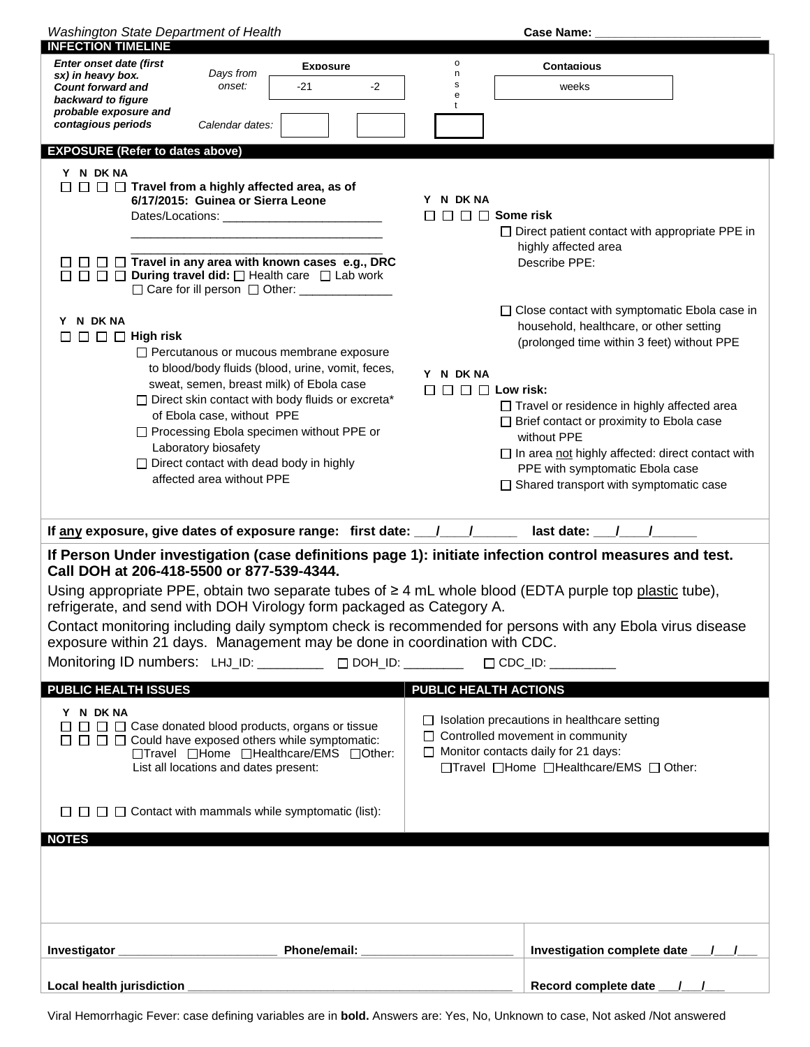Washington State Department of Health **Case Name:** ________________________

**INFECTION TIMELINE**

***Enter onset date (first sx) in heavy box. Count forward and backward to figure probable exposure and contagious periods***

| | Exposure | | onset | Contagious |
|---|---|---|---|---|
| *Days from onset:* | -21 | -2 | | weeks |
| *Calendar dates:* | | | | |

**EXPOSURE (Refer to dates above)**

Y N DK NA
☐ ☐ ☐ ☐ **Travel from a highly affected area, as of 6/17/2015: Guinea or Sierra Leone**
Dates/Locations: ________________________
________________________________________
________________________________________
☐ ☐ ☐ ☐ **Travel in any area with known cases e.g., DRC**
☐ ☐ ☐ ☐ **During travel did:** ☐ Health care ☐ Lab work ☐ Care for ill person ☐ Other: ______________

Y N DK NA
☐ ☐ ☐ ☐ **High risk**
☐ Percutanous or mucous membrane exposure to blood/body fluids (blood, urine, vomit, feces, sweat, semen, breast milk) of Ebola case
☐ Direct skin contact with body fluids or excreta* of Ebola case, without PPE
☐ Processing Ebola specimen without PPE or Laboratory biosafety
☐ Direct contact with dead body in highly affected area without PPE

Y N DK NA
☐ ☐ ☐ ☐ **Some risk**
☐ Direct patient contact with appropriate PPE in highly affected area
Describe PPE:

☐ Close contact with symptomatic Ebola case in household, healthcare, or other setting (prolonged time within 3 feet) without PPE

Y N DK NA
☐ ☐ ☐ ☐ **Low risk:**
☐ Travel or residence in highly affected area
☐ Brief contact or proximity to Ebola case without PPE
☐ In area not highly affected: direct contact with PPE with symptomatic Ebola case
☐ Shared transport with symptomatic case

**If any exposure, give dates of exposure range: first date: ___/____/______ last date: ___/____/______**

**If Person Under investigation (case definitions page 1): initiate infection control measures and test. Call DOH at 206-418-5500 or 877-539-4344.**

Using appropriate PPE, obtain two separate tubes of ≥ 4 mL whole blood (EDTA purple top plastic tube), refrigerate, and send with DOH Virology form packaged as Category A.

Contact monitoring including daily symptom check is recommended for persons with any Ebola virus disease exposure within 21 days. Management may be done in coordination with CDC.

Monitoring ID numbers: LHJ_ID: _________ ☐ DOH_ID: ________ ☐ CDC_ID: _________

**PUBLIC HEALTH ISSUES**

Y N DK NA
☐ ☐ ☐ ☐ Case donated blood products, organs or tissue
☐ ☐ ☐ ☐ Could have exposed others while symptomatic: ☐Travel ☐Home ☐Healthcare/EMS ☐Other:
List all locations and dates present:

☐ ☐ ☐ ☐ Contact with mammals while symptomatic (list):

**PUBLIC HEALTH ACTIONS**

☐ Isolation precautions in healthcare setting
☐ Controlled movement in community
☐ Monitor contacts daily for 21 days:
☐Travel ☐Home ☐Healthcare/EMS ☐ Other:

**NOTES**

**Investigator** ________________________ **Phone/email:** _______________________ **Investigation complete date** ___/___/___

**Local health jurisdiction** ___________________________________________________ **Record complete date** ___/___/___

Viral Hemorrhagic Fever: case defining variables are in **bold.** Answers are: Yes, No, Unknown to case, Not asked /Not answered